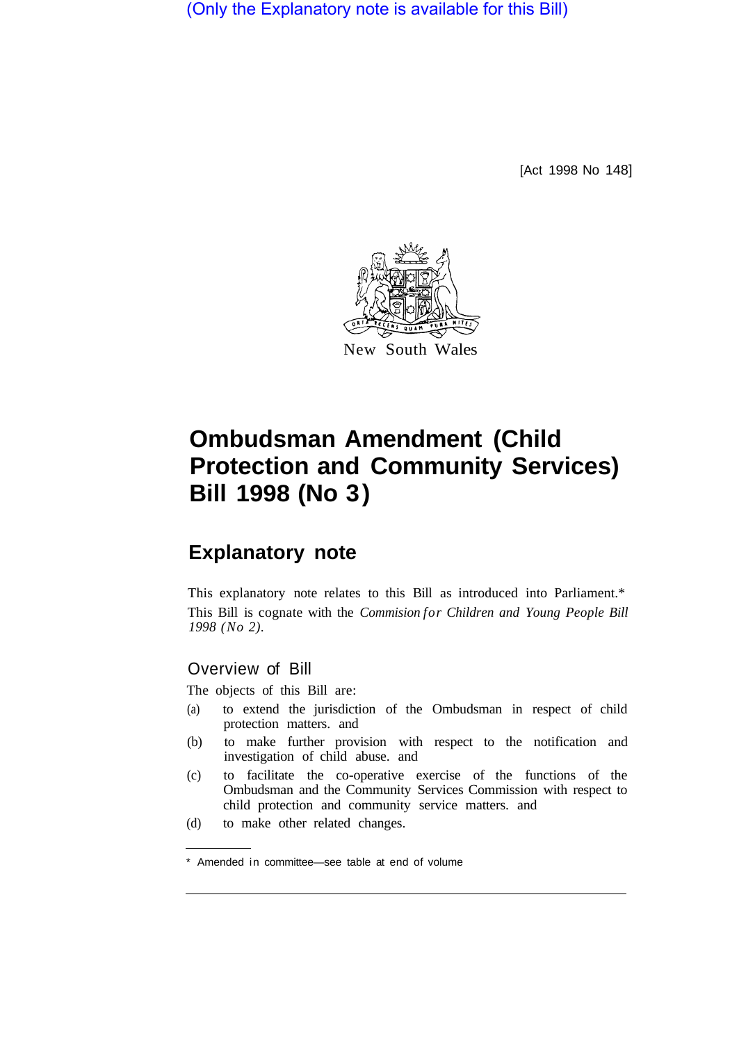(Only the Explanatory note is available for this Bill)

[Act 1998 No 148]

New South Wales

# Ombudsman Amendment (Child Protection and Community Services) Bill 1998 (No 3)

## Explanatory note

This explanatory note relates to this Bill as introduced into Parliament.*
This Bill is cognate with the *Commision for Children and Young People Bill 1998 (No 2)*.

### Overview of Bill

The objects of this Bill are:

(a) to extend the jurisdiction of the Ombudsman in respect of child protection matters. and

(b) to make further provision with respect to the notification and investigation of child abuse. and

(c) to facilitate the co-operative exercise of the functions of the Ombudsman and the Community Services Commission with respect to child protection and community service matters. and

(d) to make other related changes.

* Amended in committee—see table at end of volume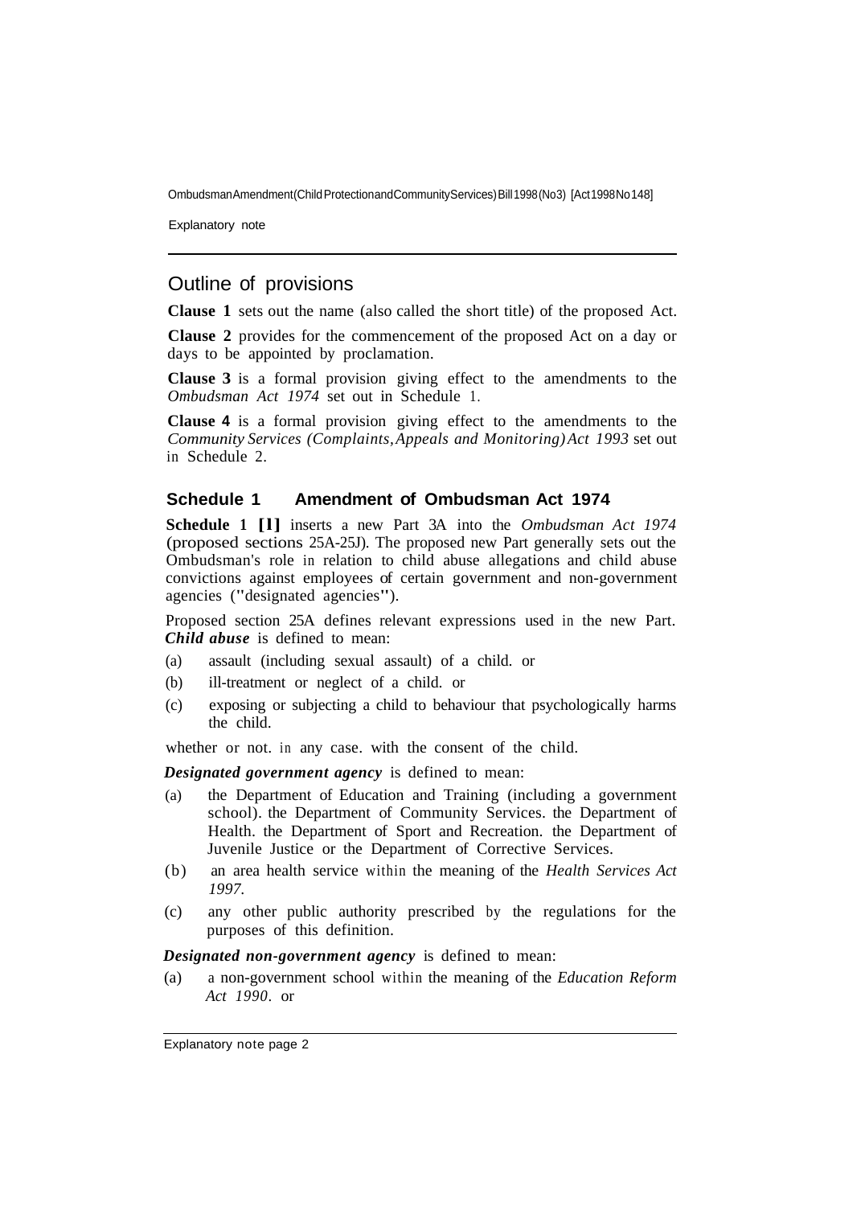## Outline of provisions

**Clause 1** sets out the name (also called the short title) of the proposed Act.

**Clause 2** provides for the commencement of the proposed Act on a day or days to be appointed by proclamation.

**Clause 3** is a formal provision giving effect to the amendments to the *Ombudsman Act 1974* set out in Schedule 1.

**Clause 4** is a formal provision giving effect to the amendments to the *Community Services (Complaints, Appeals and Monitoring) Act 1993* set out in Schedule 2.

### Schedule 1 Amendment of Ombudsman Act 1974

**Schedule 1 [1]** inserts a new Part 3A into the *Ombudsman Act 1974* (proposed sections 25A-25J). The proposed new Part generally sets out the Ombudsman's role in relation to child abuse allegations and child abuse convictions against employees of certain government and non-government agencies ("designated agencies").

Proposed section 25A defines relevant expressions used in the new Part. ***Child abuse*** is defined to mean:

(a) assault (including sexual assault) of a child. or

(b) ill-treatment or neglect of a child. or

(c) exposing or subjecting a child to behaviour that psychologically harms the child.

whether or not. in any case. with the consent of the child.

***Designated government agency*** is defined to mean:

(a) the Department of Education and Training (including a government school). the Department of Community Services. the Department of Health. the Department of Sport and Recreation. the Department of Juvenile Justice or the Department of Corrective Services.

(b) an area health service within the meaning of the *Health Services Act 1997*.

(c) any other public authority prescribed by the regulations for the purposes of this definition.

***Designated non-government agency*** is defined to mean:

(a) a non-government school within the meaning of the *Education Reform Act 1990*. or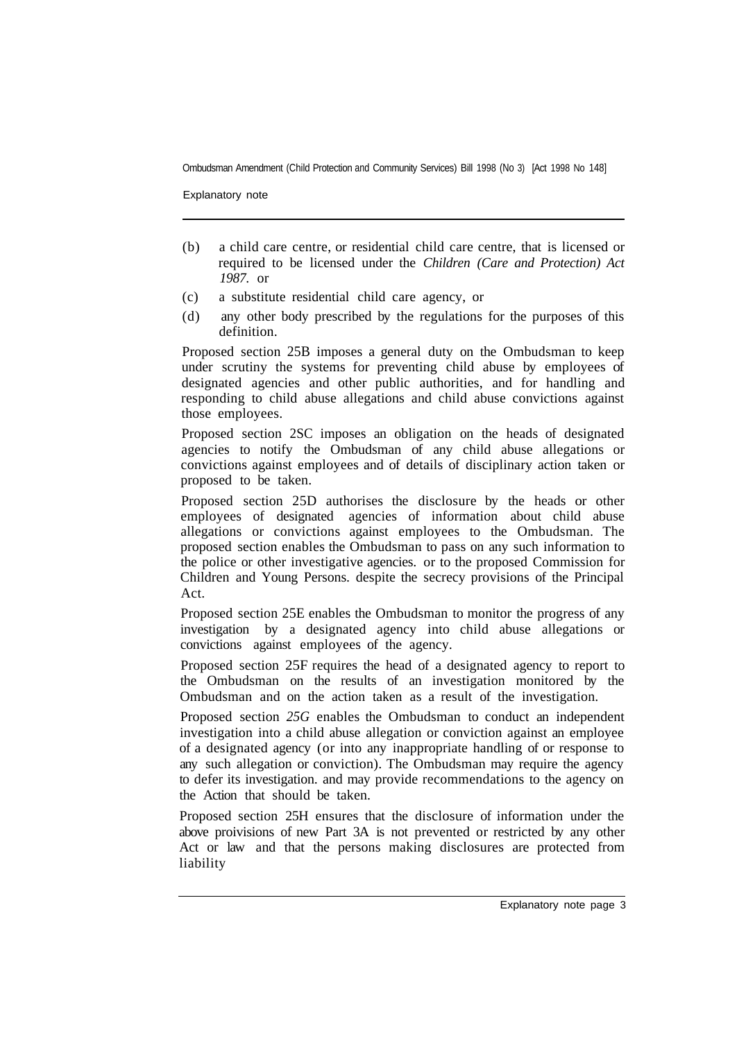(b) a child care centre, or residential child care centre, that is licensed or required to be licensed under the *Children (Care and Protection) Act 1987*. or

(c) a substitute residential child care agency, or

(d) any other body prescribed by the regulations for the purposes of this definition.

Proposed section 25B imposes a general duty on the Ombudsman to keep under scrutiny the systems for preventing child abuse by employees of designated agencies and other public authorities, and for handling and responding to child abuse allegations and child abuse convictions against those employees.

Proposed section 2SC imposes an obligation on the heads of designated agencies to notify the Ombudsman of any child abuse allegations or convictions against employees and of details of disciplinary action taken or proposed to be taken.

Proposed section 25D authorises the disclosure by the heads or other employees of designated agencies of information about child abuse allegations or convictions against employees to the Ombudsman. The proposed section enables the Ombudsman to pass on any such information to the police or other investigative agencies. or to the proposed Commission for Children and Young Persons. despite the secrecy provisions of the Principal Act.

Proposed section 25E enables the Ombudsman to monitor the progress of any investigation by a designated agency into child abuse allegations or convictions against employees of the agency.

Proposed section 25F requires the head of a designated agency to report to the Ombudsman on the results of an investigation monitored by the Ombudsman and on the action taken as a result of the investigation.

Proposed section *25G* enables the Ombudsman to conduct an independent investigation into a child abuse allegation or conviction against an employee of a designated agency (or into any inappropriate handling of or response to any such allegation or conviction). The Ombudsman may require the agency to defer its investigation. and may provide recommendations to the agency on the Action that should be taken.

Proposed section 25H ensures that the disclosure of information under the above proivisions of new Part 3A is not prevented or restricted by any other Act or law and that the persons making disclosures are protected from liability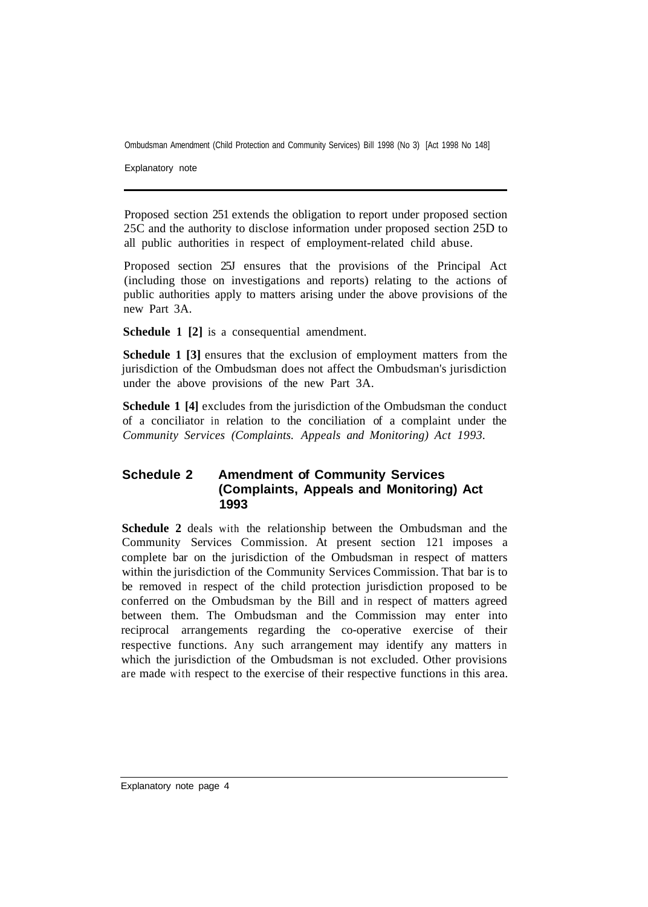Proposed section 251 extends the obligation to report under proposed section 25C and the authority to disclose information under proposed section 25D to all public authorities in respect of employment-related child abuse.

Proposed section 25J ensures that the provisions of the Principal Act (including those on investigations and reports) relating to the actions of public authorities apply to matters arising under the above provisions of the new Part 3A.

**Schedule 1 [2]** is a consequential amendment.

**Schedule 1 [3]** ensures that the exclusion of employment matters from the jurisdiction of the Ombudsman does not affect the Ombudsman's jurisdiction under the above provisions of the new Part 3A.

**Schedule 1 [4]** excludes from the jurisdiction of the Ombudsman the conduct of a conciliator in relation to the conciliation of a complaint under the *Community Services (Complaints. Appeals and Monitoring) Act 1993*.

## Schedule 2 Amendment of Community Services (Complaints, Appeals and Monitoring) Act 1993

**Schedule 2** deals with the relationship between the Ombudsman and the Community Services Commission. At present section 121 imposes a complete bar on the jurisdiction of the Ombudsman in respect of matters within the jurisdiction of the Community Services Commission. That bar is to be removed in respect of the child protection jurisdiction proposed to be conferred on the Ombudsman by the Bill and in respect of matters agreed between them. The Ombudsman and the Commission may enter into reciprocal arrangements regarding the co-operative exercise of their respective functions. Any such arrangement may identify any matters in which the jurisdiction of the Ombudsman is not excluded. Other provisions are made with respect to the exercise of their respective functions in this area.